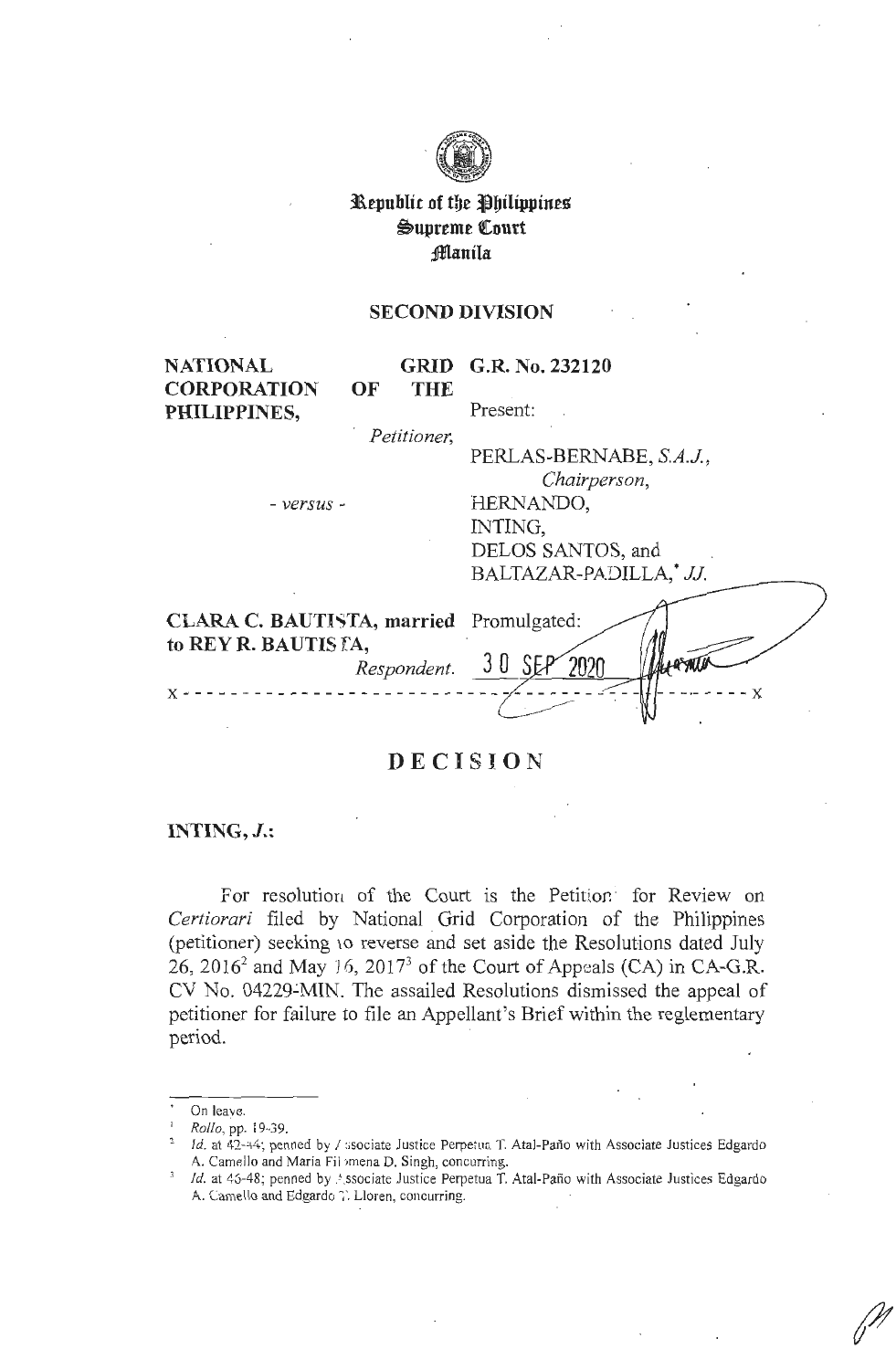# Republic of the Philippines
# Supreme Court
# Manila

## SECOND DIVISION

| | |
|---|---|
| **NATIONAL GRID CORPORATION OF THE PHILIPPINES,** *Petitioner,* | **G.R. No. 232120** |
| | Present: |
| - *versus* - | PERLAS-BERNABE, *S.A.J.,* *Chairperson,* HERNANDO, INTING, DELOS SANTOS, and BALTAZAR-PADILLA,* *JJ.* |
| **CLARA C. BAUTISTA, married to REY R. BAUTISTA,** *Respondent.* | Promulgated: 30 SEP 2020 |

x - - - - - - - - - - - - - - - - - - - - - - - - - - - - - - - - - - - - - - - - - - - x

# DECISION

**INTING, *J.*:**

For resolution of the Court is the Petition[1] for Review on *Certiorari* filed by National Grid Corporation of the Philippines (petitioner) seeking to reverse and set aside the Resolutions dated July 26, 2016[2] and May 16, 2017[3] of the Court of Appeals (CA) in CA-G.R. CV No. 04229-MIN. The assailed Resolutions dismissed the appeal of petitioner for failure to file an Appellant's Brief within the reglementary period.

---

\* On leave.

[1] *Rollo*, pp. 19-39.

[2] *Id.* at 42-44; penned by Associate Justice Perpetua T. Atal-Paño with Associate Justices Edgardo A. Camello and Maria Filomena D. Singh, concurring.

[3] *Id.* at 46-48; penned by Associate Justice Perpetua T. Atal-Paño with Associate Justices Edgardo A. Camello and Edgardo T. Lloren, concurring.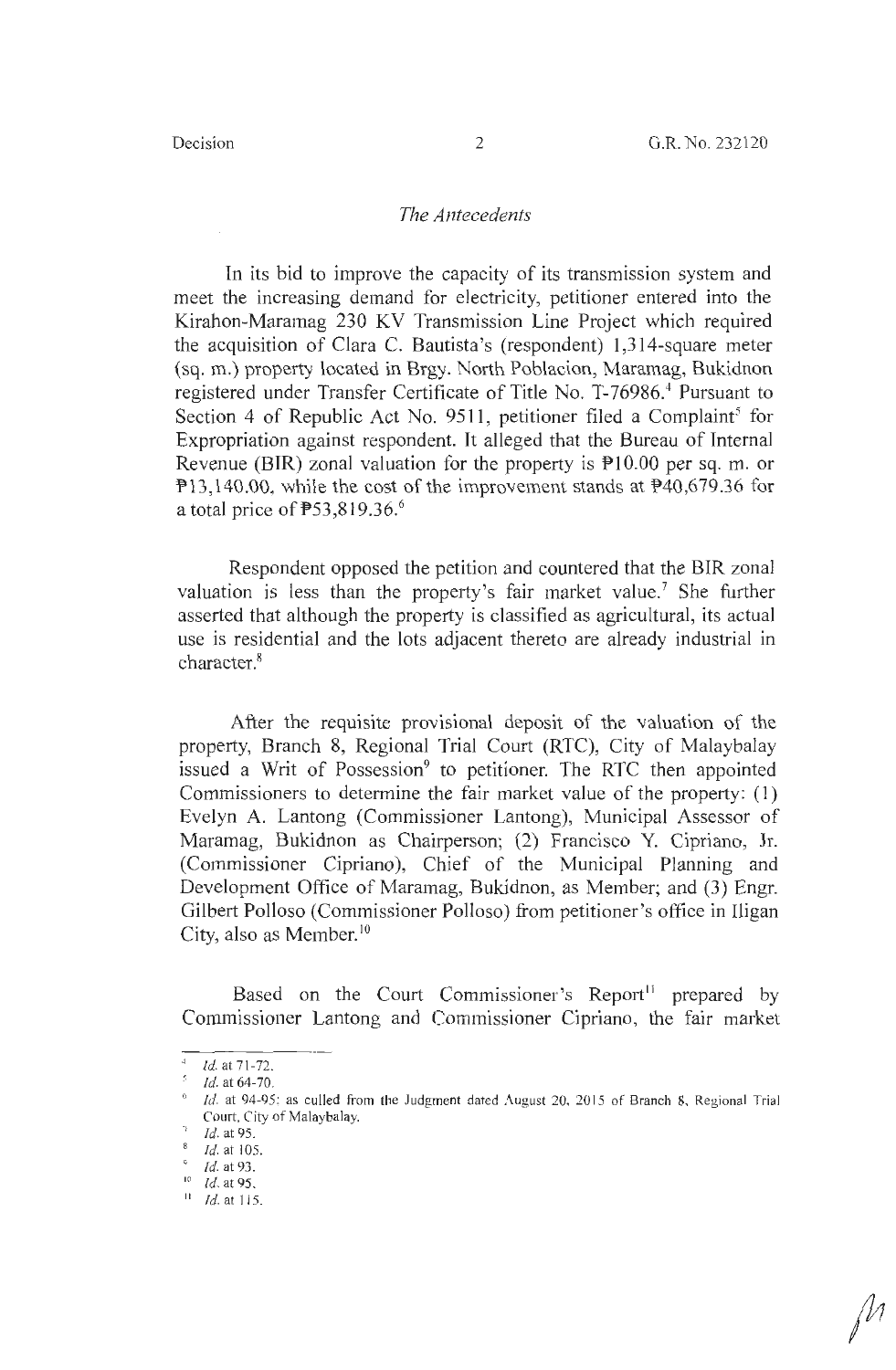## *The Antecedents*

In its bid to improve the capacity of its transmission system and meet the increasing demand for electricity, petitioner entered into the Kirahon-Maramag 230 KV Transmission Line Project which required the acquisition of Clara C. Bautista's (respondent) 1,314-square meter (sq. m.) property located in Brgy. North Poblacion, Maramag, Bukidnon registered under Transfer Certificate of Title No. T-76986.[4] Pursuant to Section 4 of Republic Act No. 9511, petitioner filed a Complaint[5] for Expropriation against respondent. It alleged that the Bureau of Internal Revenue (BIR) zonal valuation for the property is ₱10.00 per sq. m. or ₱13,140.00, while the cost of the improvement stands at ₱40,679.36 for a total price of ₱53,819.36.[6]

Respondent opposed the petition and countered that the BIR zonal valuation is less than the property's fair market value.[7] She further asserted that although the property is classified as agricultural, its actual use is residential and the lots adjacent thereto are already industrial in character.[8]

After the requisite provisional deposit of the valuation of the property, Branch 8, Regional Trial Court (RTC), City of Malaybalay issued a Writ of Possession[9] to petitioner. The RTC then appointed Commissioners to determine the fair market value of the property: (1) Evelyn A. Lantong (Commissioner Lantong), Municipal Assessor of Maramag, Bukidnon as Chairperson; (2) Francisco Y. Cipriano, Jr. (Commissioner Cipriano), Chief of the Municipal Planning and Development Office of Maramag, Bukidnon, as Member; and (3) Engr. Gilbert Polloso (Commissioner Polloso) from petitioner's office in Iligan City, also as Member.[10]

Based on the Court Commissioner's Report[11] prepared by Commissioner Lantong and Commissioner Cipriano, the fair market

---

[4] *Id.* at 71-72.

[5] *Id.* at 64-70.

[6] *Id.* at 94-95; as culled from the Judgment dated August 20, 2015 of Branch 8, Regional Trial Court, City of Malaybalay.

[7] *Id.* at 95.

[8] *Id.* at 105.

[9] *Id.* at 93.

[10] *Id.* at 95.

[11] *Id.* at 115.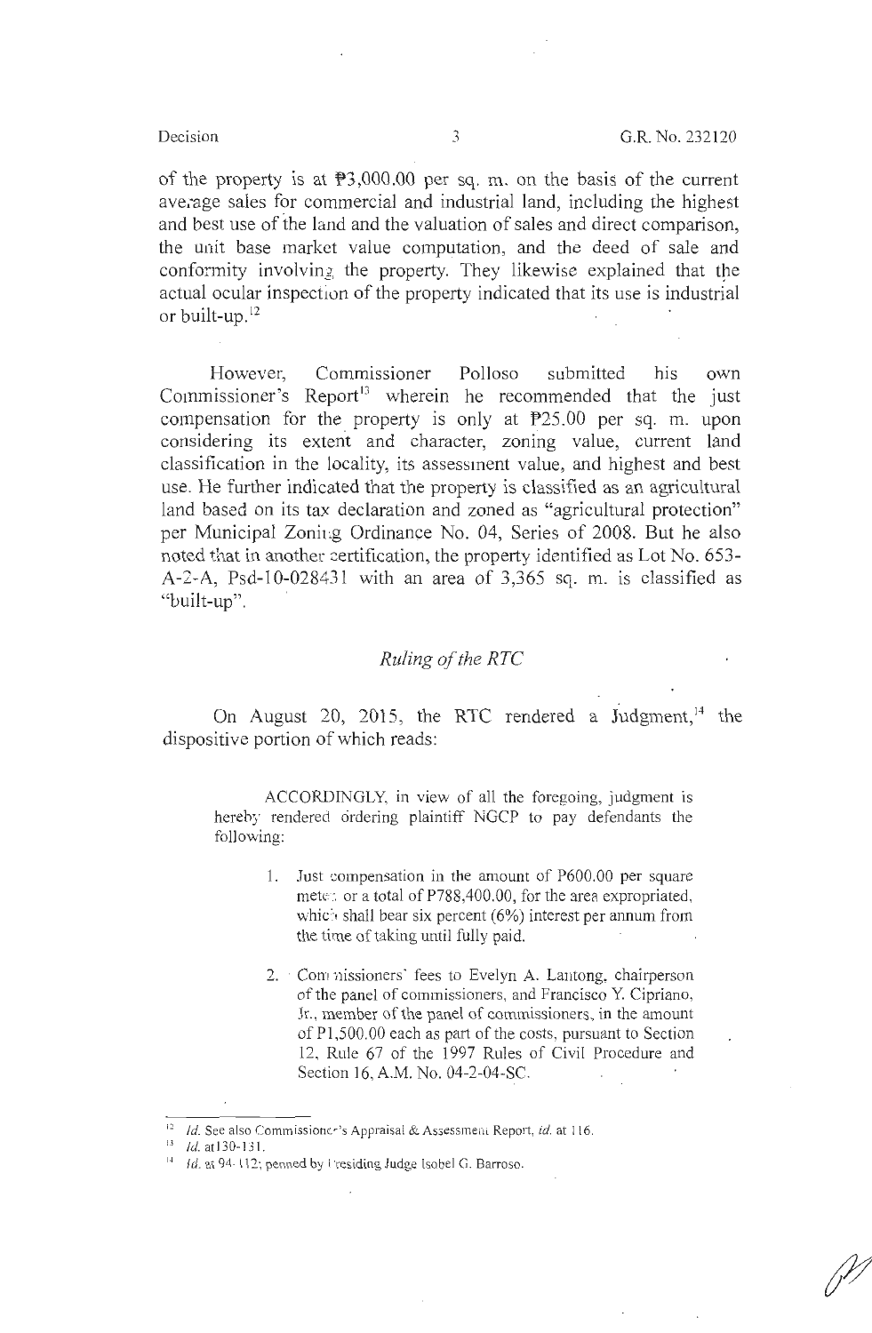of the property is at ₱3,000.00 per sq. m. on the basis of the current average sales for commercial and industrial land, including the highest and best use of the land and the valuation of sales and direct comparison, the unit base market value computation, and the deed of sale and conformity involving the property. They likewise explained that the actual ocular inspection of the property indicated that its use is industrial or built-up.[12]

However, Commissioner Polloso submitted his own Commissioner's Report[13] wherein he recommended that the just compensation for the property is only at ₱25.00 per sq. m. upon considering its extent and character, zoning value, current land classification in the locality, its assessment value, and highest and best use. He further indicated that the property is classified as an agricultural land based on its tax declaration and zoned as "agricultural protection" per Municipal Zoning Ordinance No. 04, Series of 2008. But he also noted that in another certification, the property identified as Lot No. 653-A-2-A, Psd-10-028431 with an area of 3,365 sq. m. is classified as "built-up".

## *Ruling of the RTC*

On August 20, 2015, the RTC rendered a Judgment,[14] the dispositive portion of which reads:

> ACCORDINGLY, in view of all the foregoing, judgment is hereby rendered ordering plaintiff NGCP to pay defendants the following:
>
> 1. Just compensation in the amount of P600.00 per square meter or a total of P788,400.00, for the area expropriated, which shall bear six percent (6%) interest per annum from the time of taking until fully paid.
>
> 2. Commissioners' fees to Evelyn A. Lantong, chairperson of the panel of commissioners, and Francisco Y. Cipriano, Jr., member of the panel of commissioners, in the amount of P1,500.00 each as part of the costs, pursuant to Section 12, Rule 67 of the 1997 Rules of Civil Procedure and Section 16, A.M. No. 04-2-04-SC.

---

[12] *Id.* See also Commissioner's Appraisal & Assessment Report, *id.* at 116.

[13] *Id.* at 130-131.

[14] *Id.* at 94-112; penned by Presiding Judge Isobel G. Barroso.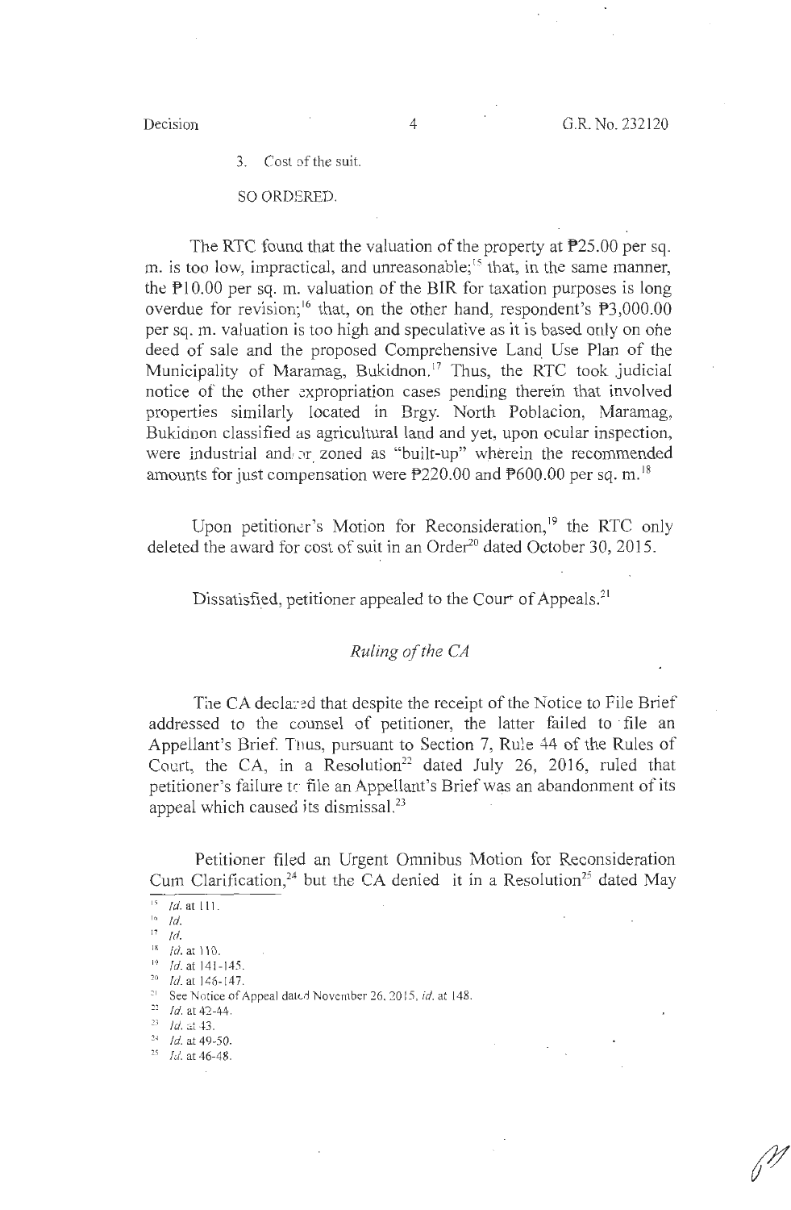3. Cost of the suit.

SO ORDERED.

The RTC found that the valuation of the property at ₱25.00 per sq. m. is too low, impractical, and unreasonable;[15] that, in the same manner, the ₱10.00 per sq. m. valuation of the BIR for taxation purposes is long overdue for revision;[16] that, on the other hand, respondent's ₱3,000.00 per sq. m. valuation is too high and speculative as it is based only on one deed of sale and the proposed Comprehensive Land Use Plan of the Municipality of Maramag, Bukidnon.[17] Thus, the RTC took judicial notice of the other expropriation cases pending therein that involved properties similarly located in Brgy. North Poblacion, Maramag, Bukidnon classified as agricultural land and yet, upon ocular inspection, were industrial and/or zoned as "built-up" wherein the recommended amounts for just compensation were ₱220.00 and ₱600.00 per sq. m.[18]

Upon petitioner's Motion for Reconsideration,[19] the RTC only deleted the award for cost of suit in an Order[20] dated October 30, 2015.

Dissatisfied, petitioner appealed to the Court of Appeals.[21]

*Ruling of the CA*

The CA declared that despite the receipt of the Notice to File Brief addressed to the counsel of petitioner, the latter failed to file an Appellant's Brief. Thus, pursuant to Section 7, Rule 44 of the Rules of Court, the CA, in a Resolution[22] dated July 26, 2016, ruled that petitioner's failure to file an Appellant's Brief was an abandonment of its appeal which caused its dismissal.[23]

Petitioner filed an Urgent Omnibus Motion for Reconsideration Cum Clarification,[24] but the CA denied it in a Resolution[25] dated May

---

[15] *Id.* at 111.
[16] *Id.*
[17] *Id.*
[18] *Id.* at 110.
[19] *Id.* at 141-145.
[20] *Id.* at 146-147.
[21] See Notice of Appeal dated November 26, 2015, *id.* at 148.
[22] *Id.* at 42-44.
[23] *Id.* at 43.
[24] *Id.* at 49-50.
[25] *Id.* at 46-48.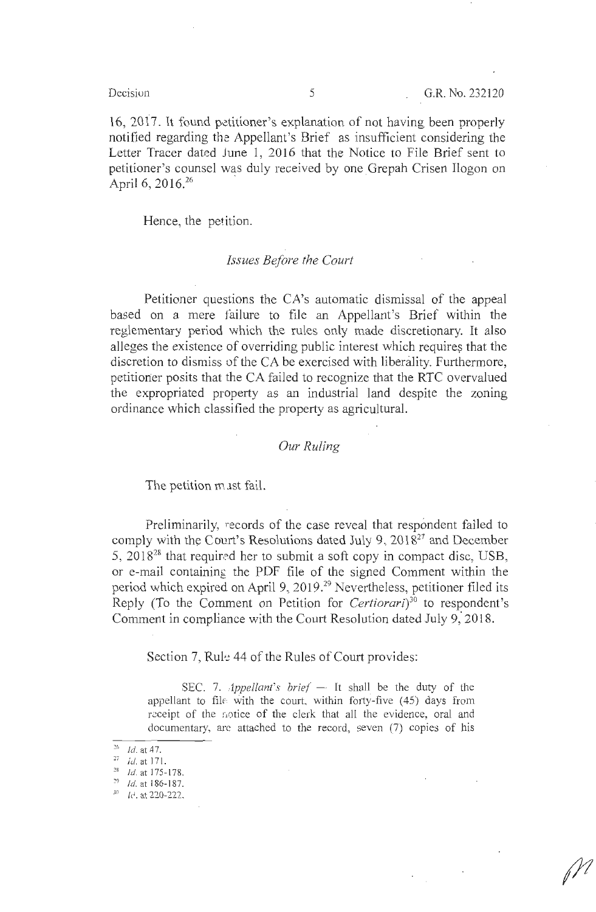16, 2017. It found petitioner's explanation of not having been properly notified regarding the Appellant's Brief as insufficient considering the Letter Tracer dated June 1, 2016 that the Notice to File Brief sent to petitioner's counsel was duly received by one Grepah Crisen Ilogon on April 6, 2016.[26]

Hence, the petition.

### *Issues Before the Court*

Petitioner questions the CA's automatic dismissal of the appeal based on a mere failure to file an Appellant's Brief within the reglementary period which the rules only made discretionary. It also alleges the existence of overriding public interest which requires that the discretion to dismiss of the CA be exercised with liberality. Furthermore, petitioner posits that the CA failed to recognize that the RTC overvalued the expropriated property as an industrial land despite the zoning ordinance which classified the property as agricultural.

### *Our Ruling*

The petition must fail.

Preliminarily, records of the case reveal that respondent failed to comply with the Court's Resolutions dated July 9, 2018[27] and December 5, 2018[28] that required her to submit a soft copy in compact disc, USB, or e-mail containing the PDF file of the signed Comment within the period which expired on April 9, 2019.[29] Nevertheless, petitioner filed its Reply (To the Comment on Petition for *Certiorari*)[30] to respondent's Comment in compliance with the Court Resolution dated July 9, 2018.

Section 7, Rule 44 of the Rules of Court provides:

> SEC. 7. *Appellant's brief* — It shall be the duty of the appellant to file with the court, within forty-five (45) days from receipt of the notice of the clerk that all the evidence, oral and documentary, are attached to the record, seven (7) copies of his

---

[26] *Id.* at 47.
[27] *Id.* at 171.
[28] *Id.* at 175-178.
[29] *Id.* at 186-187.
[30] *Id.* at 220-222.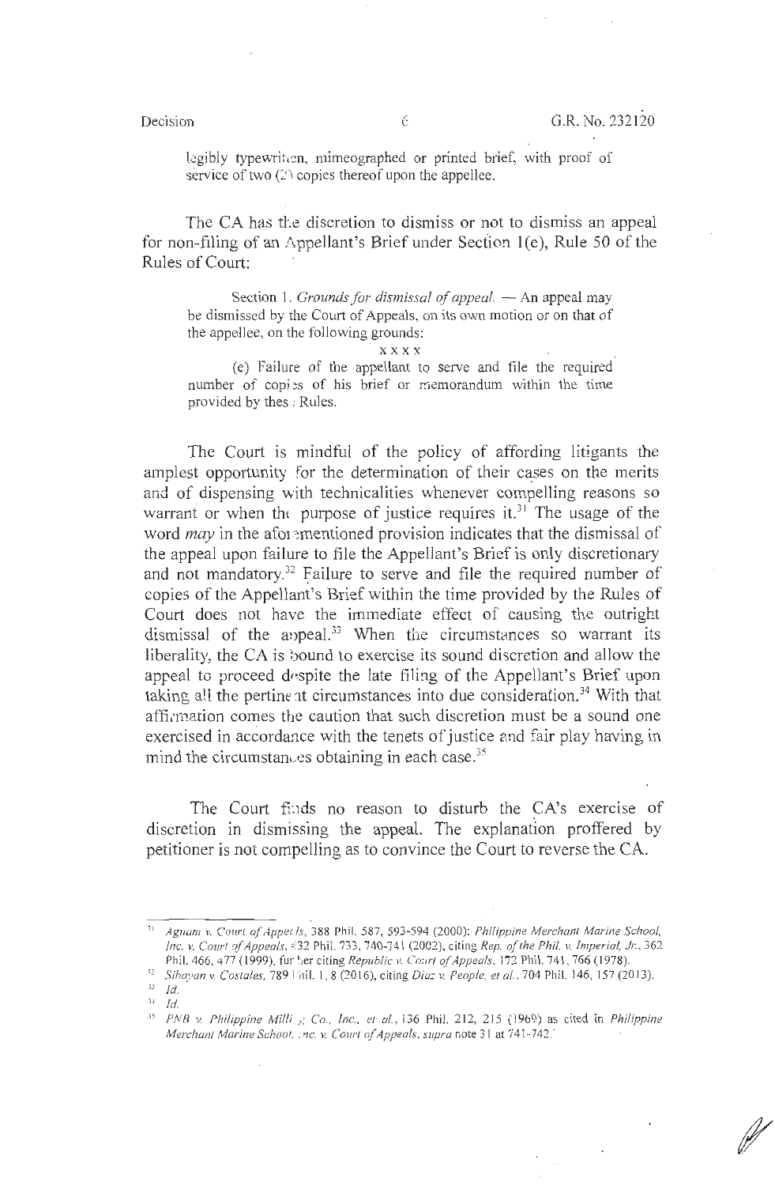legibly typewritten, mimeographed or printed brief, with proof of service of two (2) copies thereof upon the appellee.

The CA has the discretion to dismiss or not to dismiss an appeal for non-filing of an Appellant's Brief under Section 1(e), Rule 50 of the Rules of Court:

> Section 1. *Grounds for dismissal of appeal.* — An appeal may be dismissed by the Court of Appeals, on its own motion or on that of the appellee, on the following grounds:
>
> x x x x
>
> (e) Failure of the appellant to serve and file the required number of copies of his brief or memorandum within the time provided by these Rules.

The Court is mindful of the policy of affording litigants the amplest opportunity for the determination of their cases on the merits and of dispensing with technicalities whenever compelling reasons so warrant or when the purpose of justice requires it.[31] The usage of the word *may* in the aforementioned provision indicates that the dismissal of the appeal upon failure to file the Appellant's Brief is only discretionary and not mandatory.[32] Failure to serve and file the required number of copies of the Appellant's Brief within the time provided by the Rules of Court does not have the immediate effect of causing the outright dismissal of the appeal.[33] When the circumstances so warrant its liberality, the CA is bound to exercise its sound discretion and allow the appeal to proceed despite the late filing of the Appellant's Brief upon taking all the pertinent circumstances into due consideration.[34] With that affirmation comes the caution that such discretion must be a sound one exercised in accordance with the tenets of justice and fair play having in mind the circumstances obtaining in each case.[35]

The Court finds no reason to disturb the CA's exercise of discretion in dismissing the appeal. The explanation proffered by petitioner is not compelling as to convince the Court to reverse the CA.

---

[31] *Aguam v. Court of Appeals*, 388 Phil. 587, 593-594 (2000); *Philippine Merchant Marine School, Inc. v. Court of Appeals*, 432 Phil. 733, 740-741 (2002), citing *Rep. of the Phil. v. Imperial, Jr.*, 362 Phil. 466, 477 (1999), further citing *Republic v. Court of Appeals*, 172 Phil. 741, 766 (1978).

[32] *Sibayan v. Costales*, 789 Phil. 1, 8 (2016), citing *Diaz v. People, et al.*, 704 Phil. 146, 157 (2013).

[33] *Id.*

[34] *Id.*

[35] *PNB v. Philippine Milling Co., Inc., et al.*, 136 Phil. 212, 215 (1969) as cited in *Philippine Merchant Marine School, Inc. v. Court of Appeals*, supra note 31 at 741-742.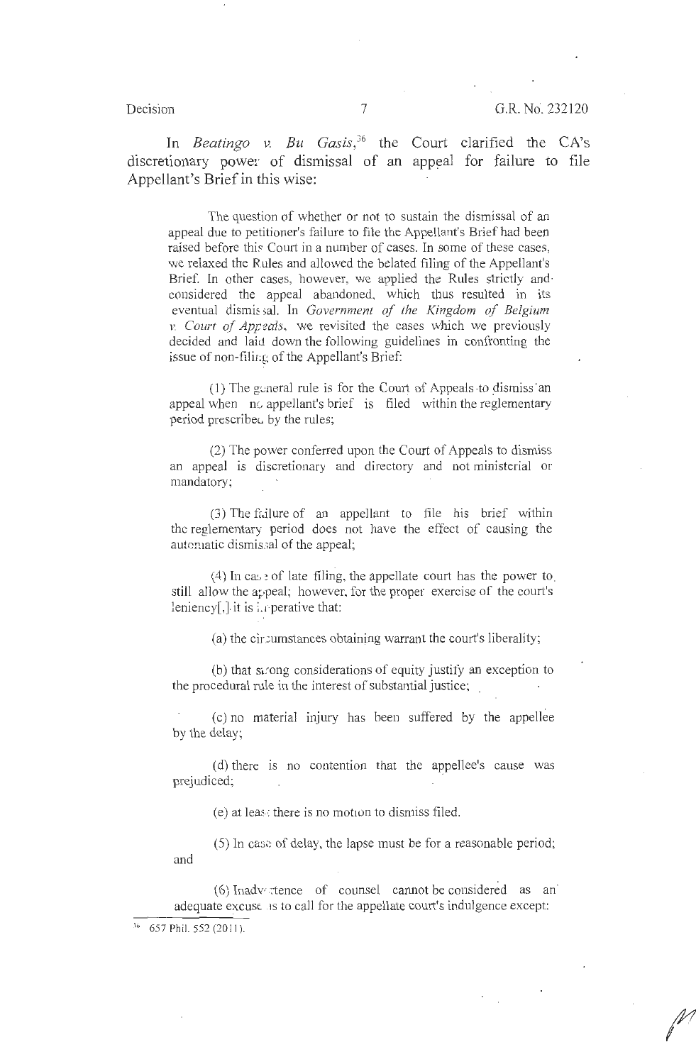In *Beatingo v. Bu Gasis*,[36] the Court clarified the CA's discretionary power of dismissal of an appeal for failure to file Appellant's Brief in this wise:

> The question of whether or not to sustain the dismissal of an appeal due to petitioner's failure to file the Appellant's Brief had been raised before this Court in a number of cases. In some of these cases, we relaxed the Rules and allowed the belated filing of the Appellant's Brief. In other cases, however, we applied the Rules strictly and considered the appeal abandoned, which thus resulted in its eventual dismissal. In *Government of the Kingdom of Belgium v. Court of Appeals*, we revisited the cases which we previously decided and laid down the following guidelines in confronting the issue of non-filing of the Appellant's Brief:
>
> (1) The general rule is for the Court of Appeals to dismiss an appeal when no appellant's brief is filed within the reglementary period prescribed by the rules;
>
> (2) The power conferred upon the Court of Appeals to dismiss an appeal is discretionary and directory and not ministerial or mandatory;
>
> (3) The failure of an appellant to file his brief within the reglementary period does not have the effect of causing the automatic dismissal of the appeal;
>
> (4) In case of late filing, the appellate court has the power to still allow the appeal; however, for the proper exercise of the court's leniency[,] it is imperative that:
>
> (a) the circumstances obtaining warrant the court's liberality;
>
> (b) that strong considerations of equity justify an exception to the procedural rule in the interest of substantial justice;
>
> (c) no material injury has been suffered by the appellee by the delay;
>
> (d) there is no contention that the appellee's cause was prejudiced;
>
> (e) at least there is no motion to dismiss filed.
>
> (5) In case of delay, the lapse must be for a reasonable period; and
>
> (6) Inadvertence of counsel cannot be considered as an adequate excuse as to call for the appellate court's indulgence except:

---

[36] 657 Phil. 552 (2011).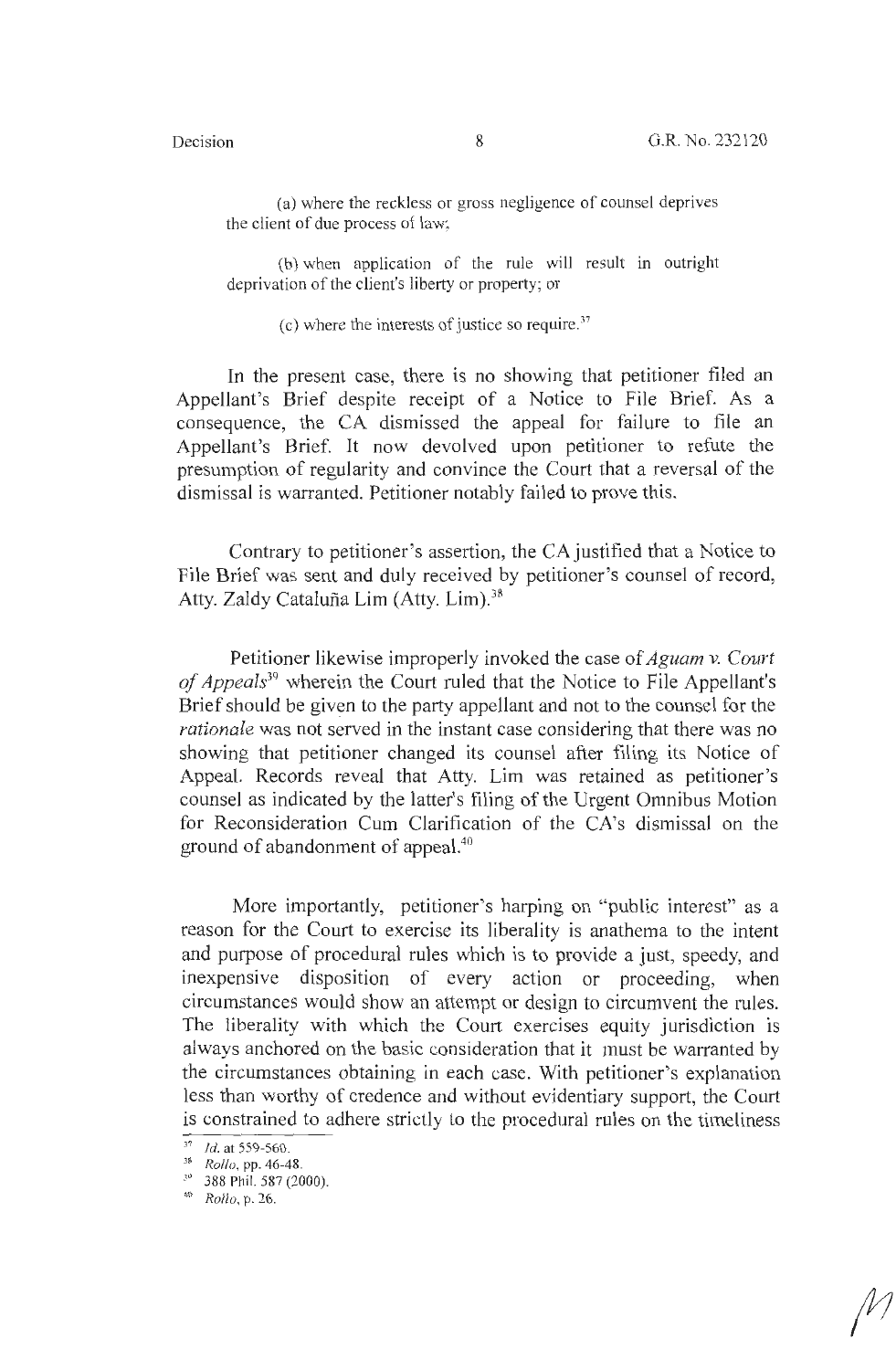(a) where the reckless or gross negligence of counsel deprives the client of due process of law;

(b) when application of the rule will result in outright deprivation of the client's liberty or property; or

(c) where the interests of justice so require.[37]

In the present case, there is no showing that petitioner filed an Appellant's Brief despite receipt of a Notice to File Brief. As a consequence, the CA dismissed the appeal for failure to file an Appellant's Brief. It now devolved upon petitioner to refute the presumption of regularity and convince the Court that a reversal of the dismissal is warranted. Petitioner notably failed to prove this.

Contrary to petitioner's assertion, the CA justified that a Notice to File Brief was sent and duly received by petitioner's counsel of record, Atty. Zaldy Cataluña Lim (Atty. Lim).[38]

Petitioner likewise improperly invoked the case of *Aguam v. Court of Appeals*[39] wherein the Court ruled that the Notice to File Appellant's Brief should be given to the party appellant and not to the counsel for the *rationale* was not served in the instant case considering that there was no showing that petitioner changed its counsel after filing its Notice of Appeal. Records reveal that Atty. Lim was retained as petitioner's counsel as indicated by the latter's filing of the Urgent Omnibus Motion for Reconsideration Cum Clarification of the CA's dismissal on the ground of abandonment of appeal.[40]

More importantly, petitioner's harping on "public interest" as a reason for the Court to exercise its liberality is anathema to the intent and purpose of procedural rules which is to provide a just, speedy, and inexpensive disposition of every action or proceeding, when circumstances would show an attempt or design to circumvent the rules. The liberality with which the Court exercises equity jurisdiction is always anchored on the basic consideration that it must be warranted by the circumstances obtaining in each case. With petitioner's explanation less than worthy of credence and without evidentiary support, the Court is constrained to adhere strictly to the procedural rules on the timeliness

---

[37] *Id.* at 559-560.

[38] *Rollo*, pp. 46-48.

[39] 388 Phil. 587 (2000).

[40] *Rollo*, p. 26.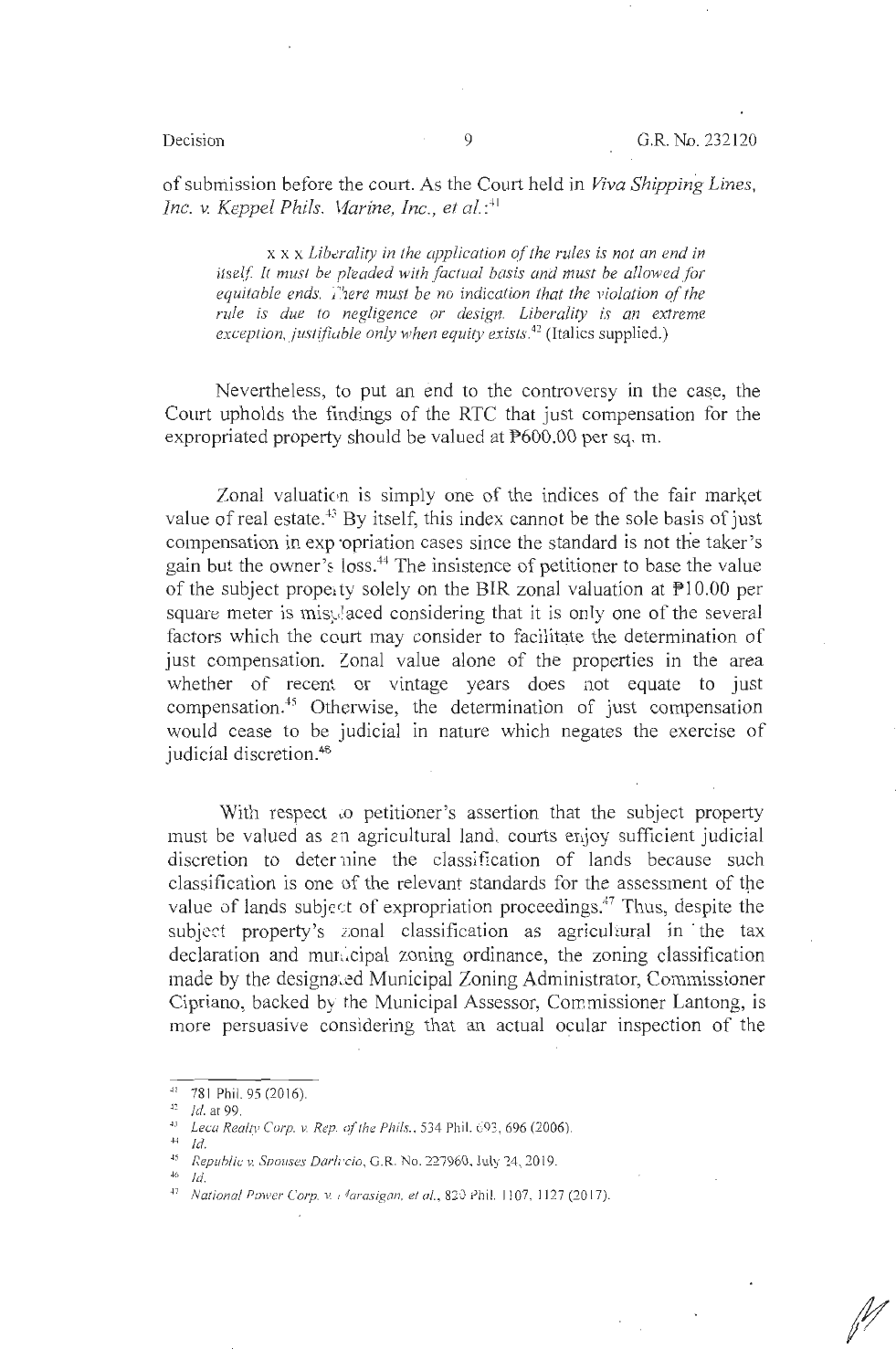of submission before the court. As the Court held in *Viva Shipping Lines, Inc. v. Keppel Phils. Marine, Inc., et al.*:[41]

> x x x *Liberality in the application of the rules is not an end in itself. It must be pleaded with factual basis and must be allowed for equitable ends. There must be no indication that the violation of the rule is due to negligence or design. Liberality is an extreme exception, justifiable only when equity exists.*[42] (Italics supplied.)

Nevertheless, to put an end to the controversy in the case, the Court upholds the findings of the RTC that just compensation for the expropriated property should be valued at ₱600.00 per sq. m.

Zonal valuation is simply one of the indices of the fair market value of real estate.[43] By itself, this index cannot be the sole basis of just compensation in expropriation cases since the standard is not the taker's gain but the owner's loss.[44] The insistence of petitioner to base the value of the subject property solely on the BIR zonal valuation at ₱10.00 per square meter is misplaced considering that it is only one of the several factors which the court may consider to facilitate the determination of just compensation. Zonal value alone of the properties in the area whether of recent or vintage years does not equate to just compensation.[45] Otherwise, the determination of just compensation would cease to be judicial in nature which negates the exercise of judicial discretion.[46]

With respect to petitioner's assertion that the subject property must be valued as an agricultural land, courts enjoy sufficient judicial discretion to determine the classification of lands because such classification is one of the relevant standards for the assessment of the value of lands subject of expropriation proceedings.[47] Thus, despite the subject property's zonal classification as agricultural in the tax declaration and municipal zoning ordinance, the zoning classification made by the designated Municipal Zoning Administrator, Commissioner Cipriano, backed by the Municipal Assessor, Commissioner Lantong, is more persuasive considering that an actual ocular inspection of the

---

[41] 781 Phil. 95 (2016).

[42] *Id.* at 99.

[43] *Leca Realty Corp. v. Rep. of the Phils.*, 534 Phil. 693, 696 (2006).

[44] *Id.*

[45] *Republic v. Spouses Darlucio*, G.R. No. 227960, July 24, 2019.

[46] *Id.*

[47] *National Power Corp. v. Marasigan, et al.*, 820 Phil. 1107, 1127 (2017).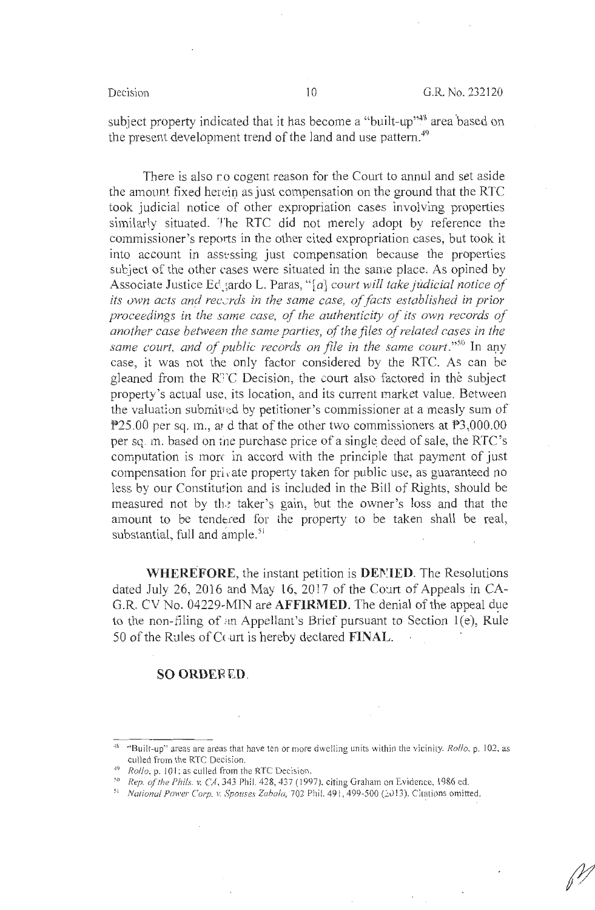subject property indicated that it has become a "built-up"[48] area based on the present development trend of the land and use pattern.[49]

There is also no cogent reason for the Court to annul and set aside the amount fixed herein as just compensation on the ground that the RTC took judicial notice of other expropriation cases involving properties similarly situated. The RTC did not merely adopt by reference the commissioner's reports in the other cited expropriation cases, but took it into account in assessing just compensation because the properties subject of the other cases were situated in the same place. As opined by Associate Justice Edgardo L. Paras, "[a] *court will take judicial notice of its own acts and records in the same case, of facts established in prior proceedings in the same case, of the authenticity of its own records of another case between the same parties, of the files of related cases in the same court, and of public records on file in the same court.*"[50] In any case, it was not the only factor considered by the RTC. As can be gleaned from the RTC Decision, the court also factored in the subject property's actual use, its location, and its current market value. Between the valuation submitted by petitioner's commissioner at a measly sum of ₱25.00 per sq. m., and that of the other two commissioners at ₱3,000.00 per sq. m. based on the purchase price of a single deed of sale, the RTC's computation is more in accord with the principle that payment of just compensation for private property taken for public use, as guaranteed no less by our Constitution and is included in the Bill of Rights, should be measured not by the taker's gain, but the owner's loss and that the amount to be tendered for the property to be taken shall be real, substantial, full and ample.[51]

**WHEREFORE**, the instant petition is **DENIED**. The Resolutions dated July 26, 2016 and May 16, 2017 of the Court of Appeals in CA-G.R. CV No. 04229-MIN are **AFFIRMED**. The denial of the appeal due to the non-filing of an Appellant's Brief pursuant to Section 1(e), Rule 50 of the Rules of Court is hereby declared **FINAL**.

**SO ORDERED.**

---

[48] "Built-up" areas are areas that have ten or more dwelling units within the vicinity. *Rollo*, p. 102, as culled from the RTC Decision.

[49] *Rollo*, p. 101; as culled from the RTC Decision.

[50] *Rep. of the Phils. v. CA*, 343 Phil. 428, 437 (1997), citing Graham on Evidence, 1986 ed.

[51] *National Power Corp. v. Spouses Zabala*, 702 Phil. 491, 499-500 (2013). Citations omitted.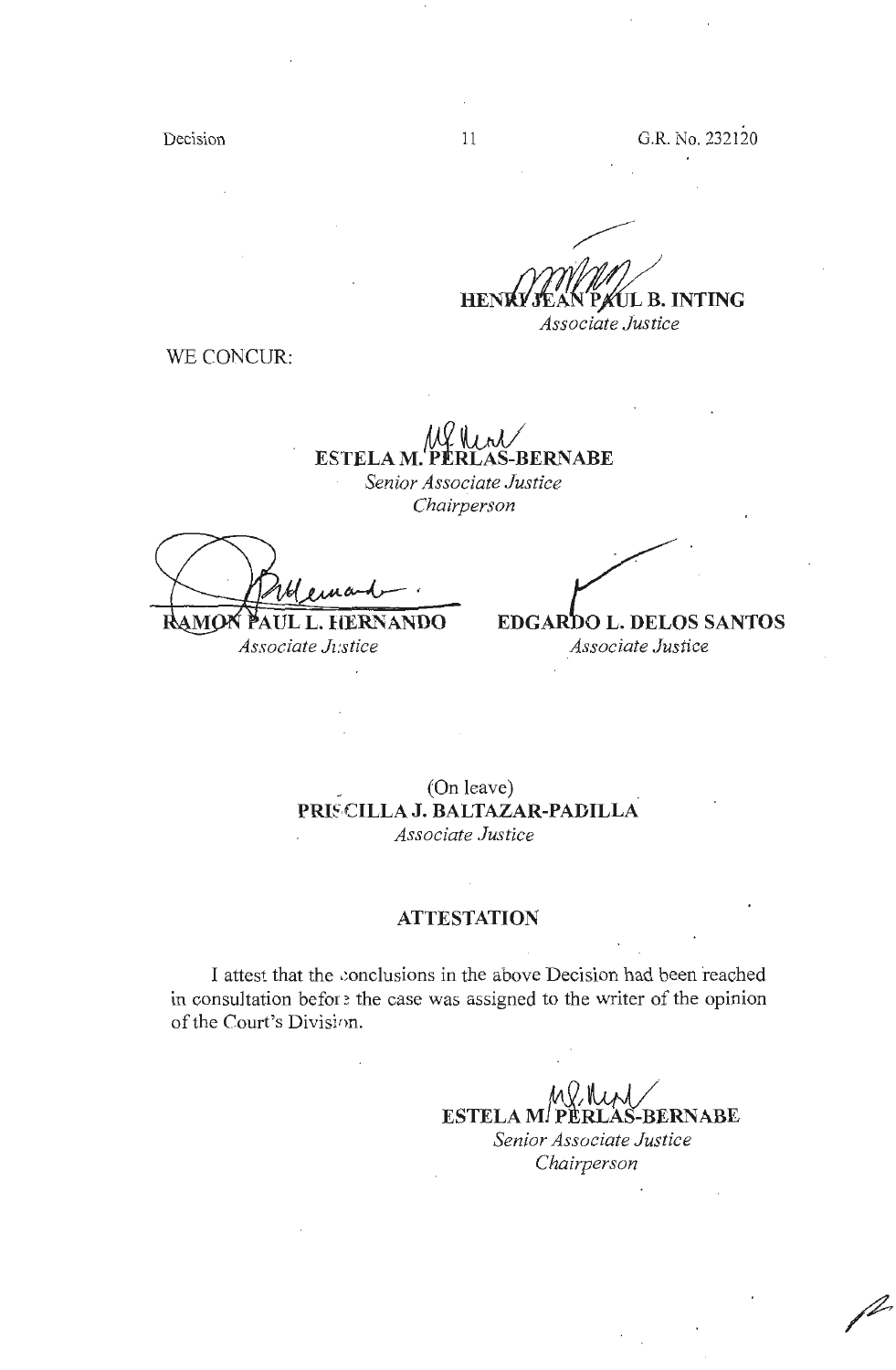**HENRI JEAN PAUL B. INTING**
*Associate Justice*

WE CONCUR:

**ESTELA M. PERLAS-BERNABE**
*Senior Associate Justice*
*Chairperson*

**RAMON PAUL L. HERNANDO**
*Associate Justice*

**EDGARDO L. DELOS SANTOS**
*Associate Justice*

(On leave)
**PRISCILLA J. BALTAZAR-PADILLA**
*Associate Justice*

## ATTESTATION

I attest that the conclusions in the above Decision had been reached in consultation before the case was assigned to the writer of the opinion of the Court's Division.

**ESTELA M. PERLAS-BERNABE**
*Senior Associate Justice*
*Chairperson*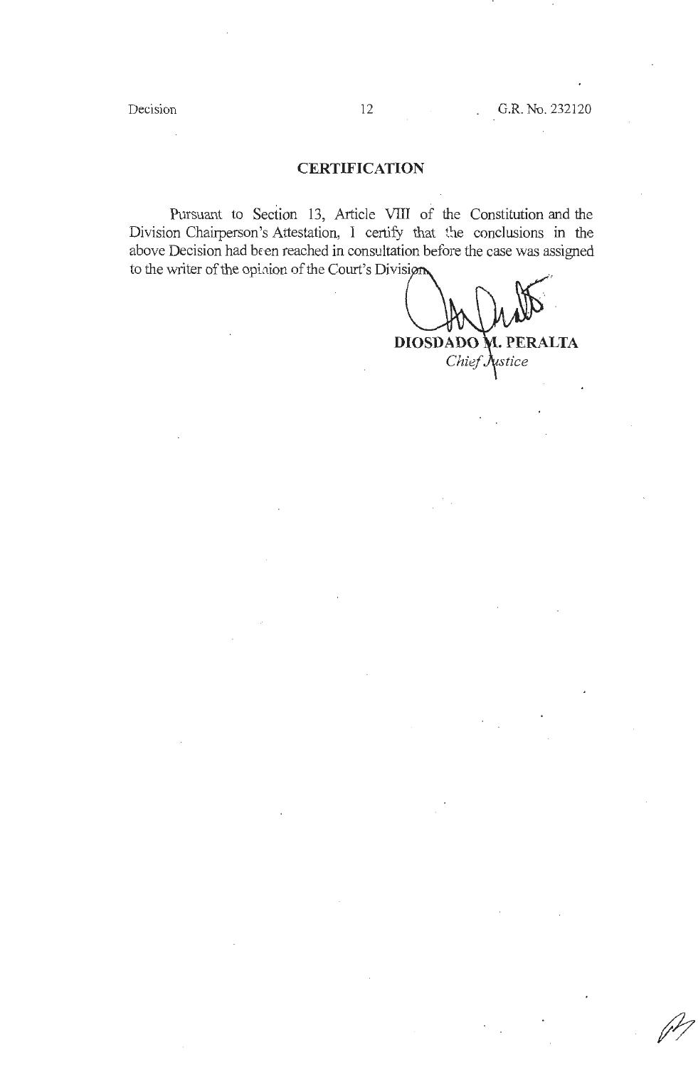## CERTIFICATION

Pursuant to Section 13, Article VIII of the Constitution and the Division Chairperson's Attestation, I certify that the conclusions in the above Decision had been reached in consultation before the case was assigned to the writer of the opinion of the Court's Division.

**DIOSDADO M. PERALTA**
*Chief Justice*